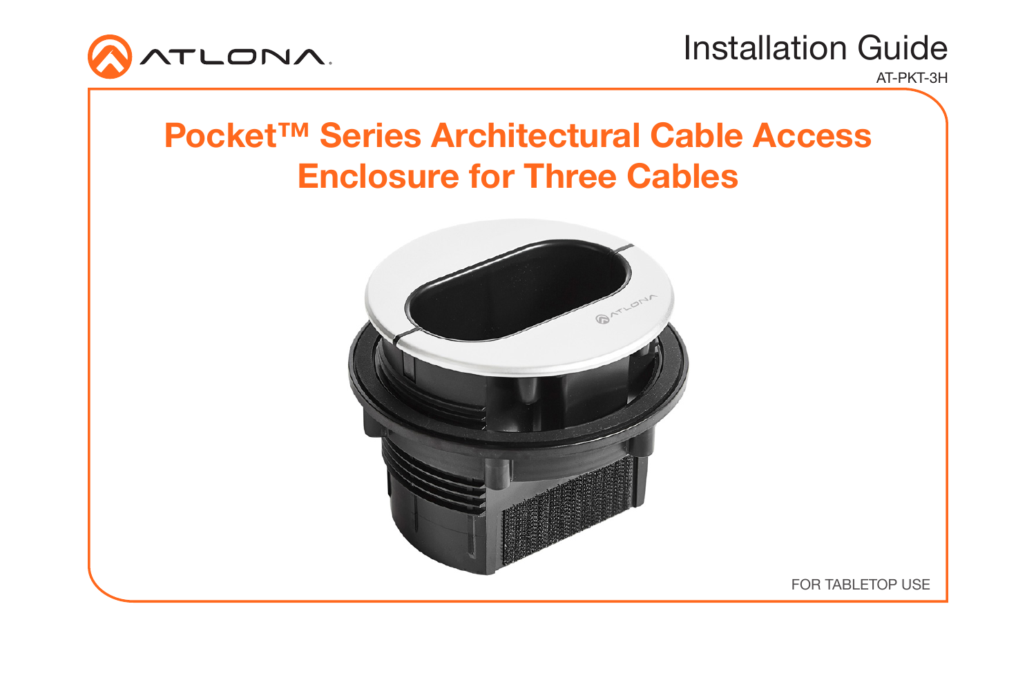Installation Guide

AT-PKT-3H

# Pocket™ Series Architectural Cable Access Enclosure for Three Cables

FOR TABLETOP USE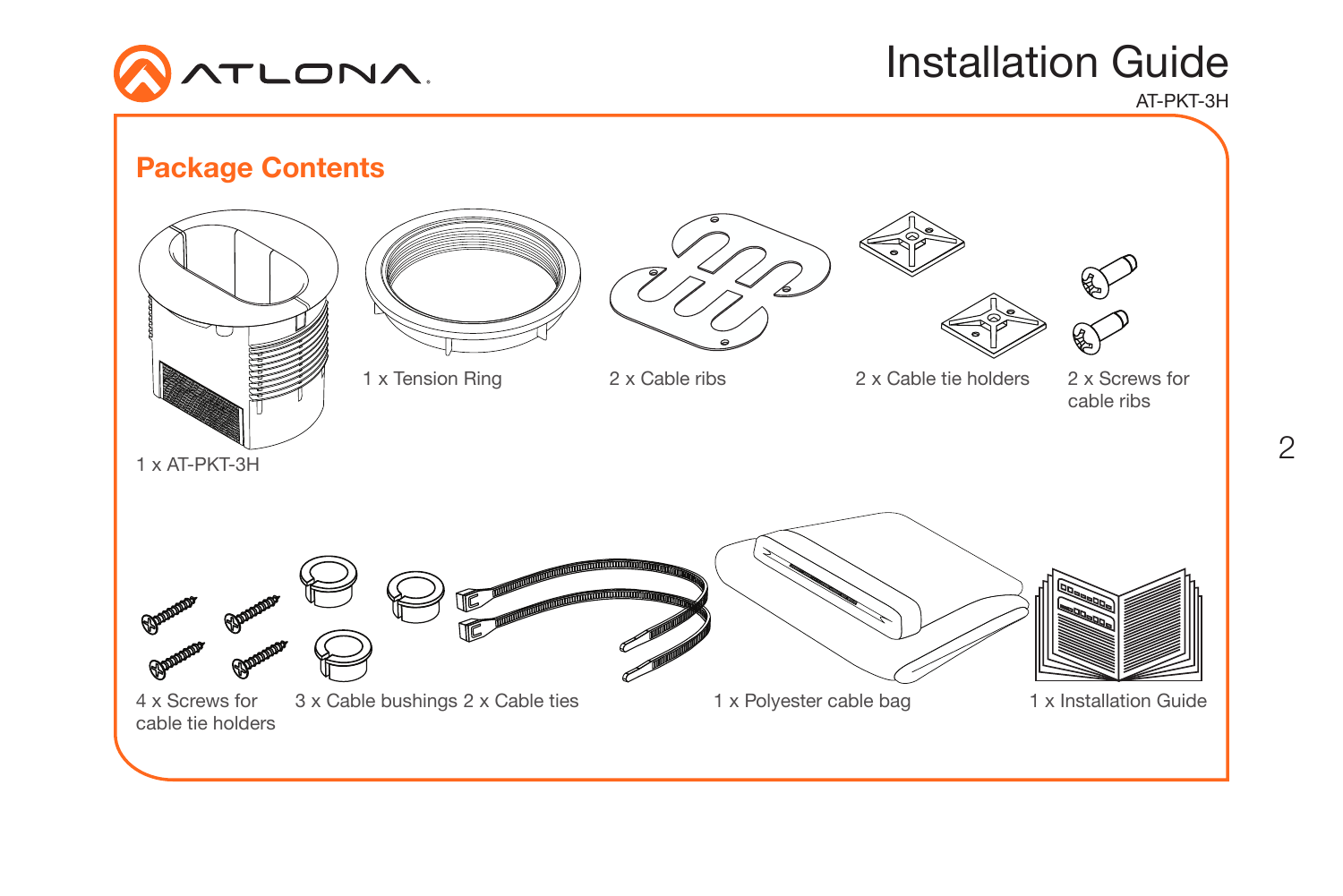## Package Contents

1 x AT-PKT-3H

1 x Tension Ring

2 x Cable ribs

2 x Cable tie holders

2 x Screws for cable ribs

4 x Screws for cable tie holders

3 x Cable bushings

2 x Cable ties

1 x Polyester cable bag

1 x Installation Guide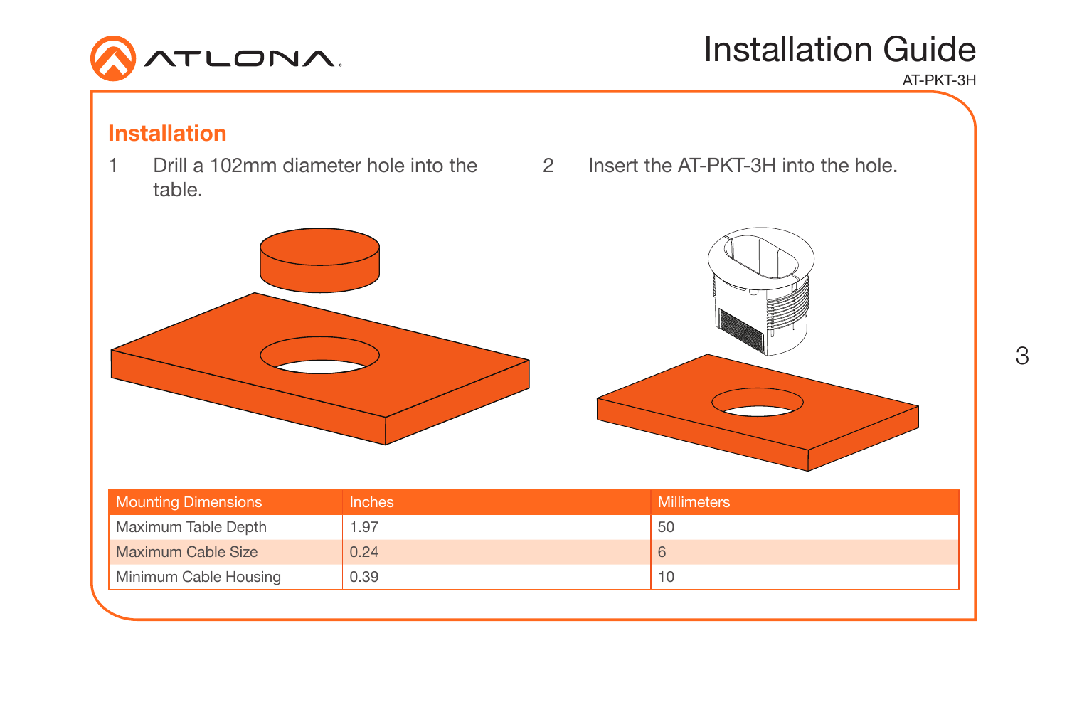## Installation

1. Drill a 102mm diameter hole into the table.
2. Insert the AT-PKT-3H into the hole.

| Mounting Dimensions | Inches | Millimeters |
|---|---|---|
| Maximum Table Depth | 1.97 | 50 |
| Maximum Cable Size | 0.24 | 6 |
| Minimum Cable Housing | 0.39 | 10 |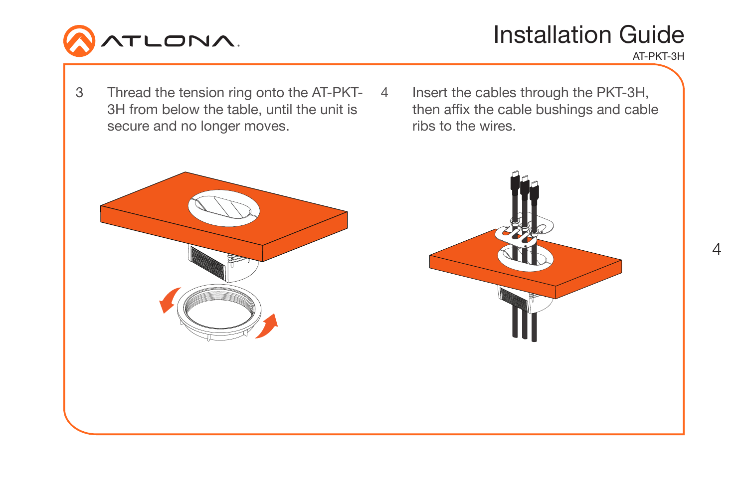3. Thread the tension ring onto the AT-PKT-3H from below the table, until the unit is secure and no longer moves.

4. Insert the cables through the PKT-3H, then affix the cable bushings and cable ribs to the wires.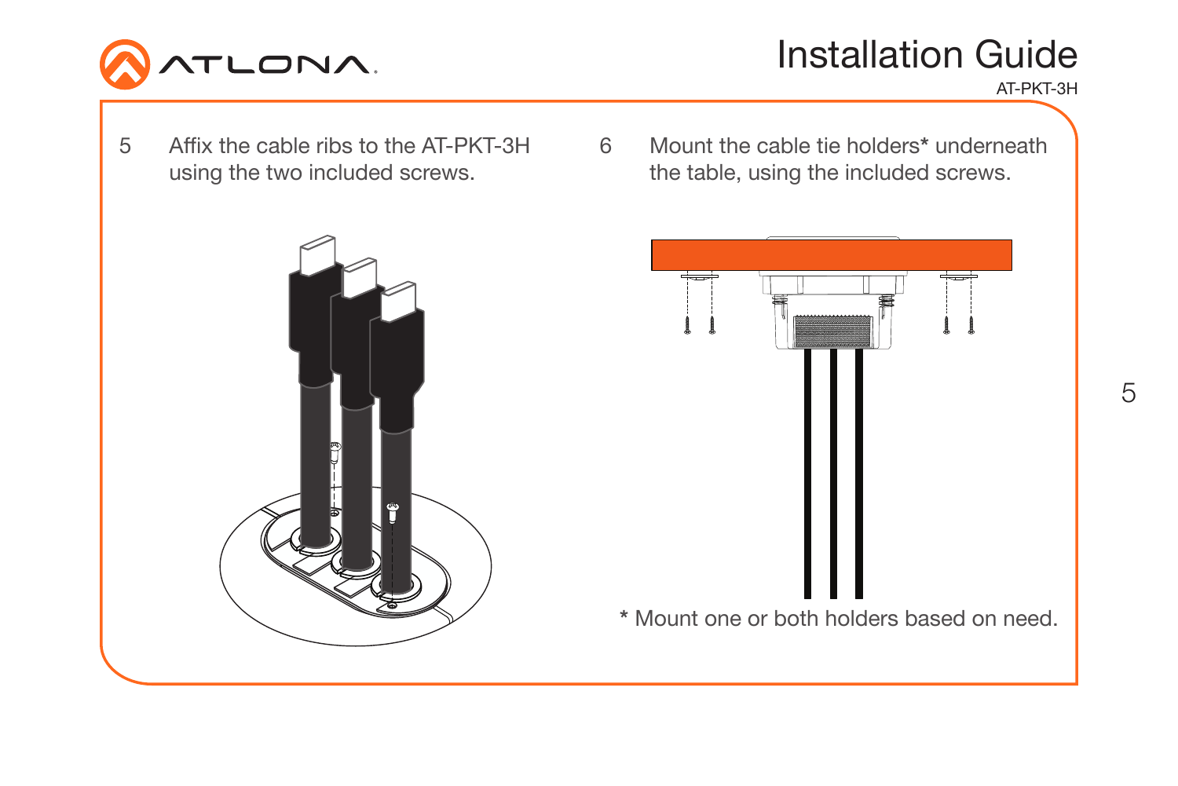5. Affix the cable ribs to the AT-PKT-3H using the two included screws.

6. Mount the cable tie holders* underneath the table, using the included screws.

\* Mount one or both holders based on need.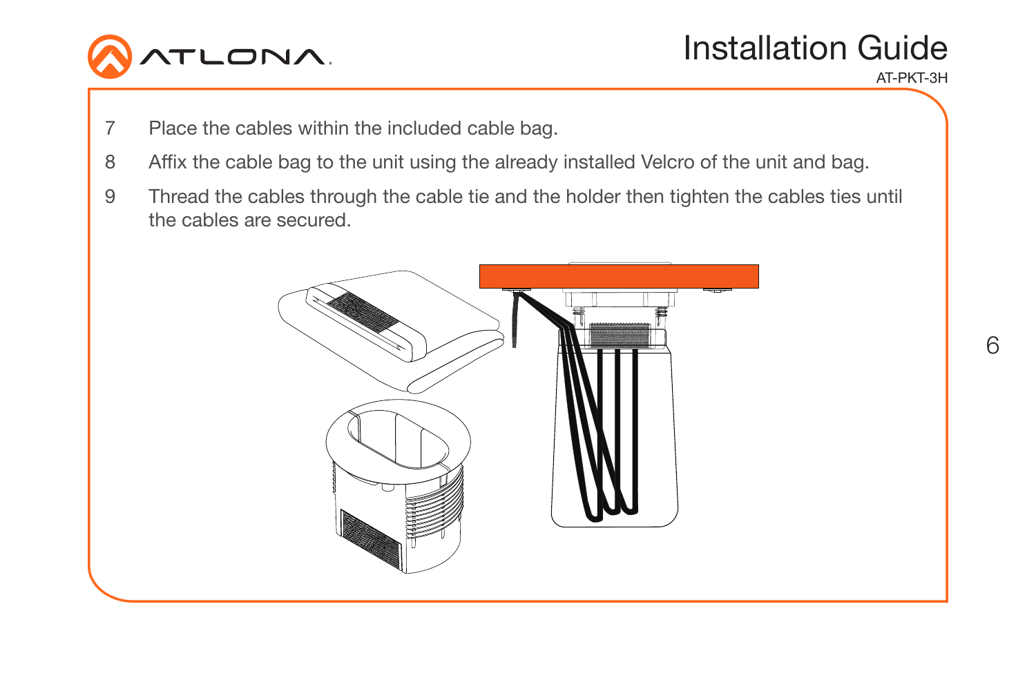7. Place the cables within the included cable bag.
8. Affix the cable bag to the unit using the already installed Velcro of the unit and bag.
9. Thread the cables through the cable tie and the holder then tighten the cables ties until the cables are secured.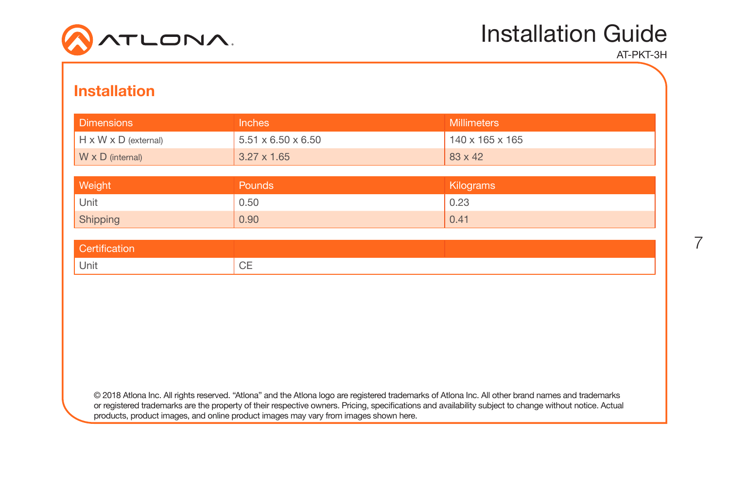## Installation

| Dimensions | Inches | Millimeters |
| --- | --- | --- |
| H x W x D (external) | 5.51 x 6.50 x 6.50 | 140 x 165 x 165 |
| W x D (internal) | 3.27 x 1.65 | 83 x 42 |

| Weight | Pounds | Kilograms |
| --- | --- | --- |
| Unit | 0.50 | 0.23 |
| Shipping | 0.90 | 0.41 |

| Certification | | |
| --- | --- | --- |
| Unit | CE | |

© 2018 Atlona Inc. All rights reserved. "Atlona" and the Atlona logo are registered trademarks of Atlona Inc. All other brand names and trademarks or registered trademarks are the property of their respective owners. Pricing, specifications and availability subject to change without notice. Actual products, product images, and online product images may vary from images shown here.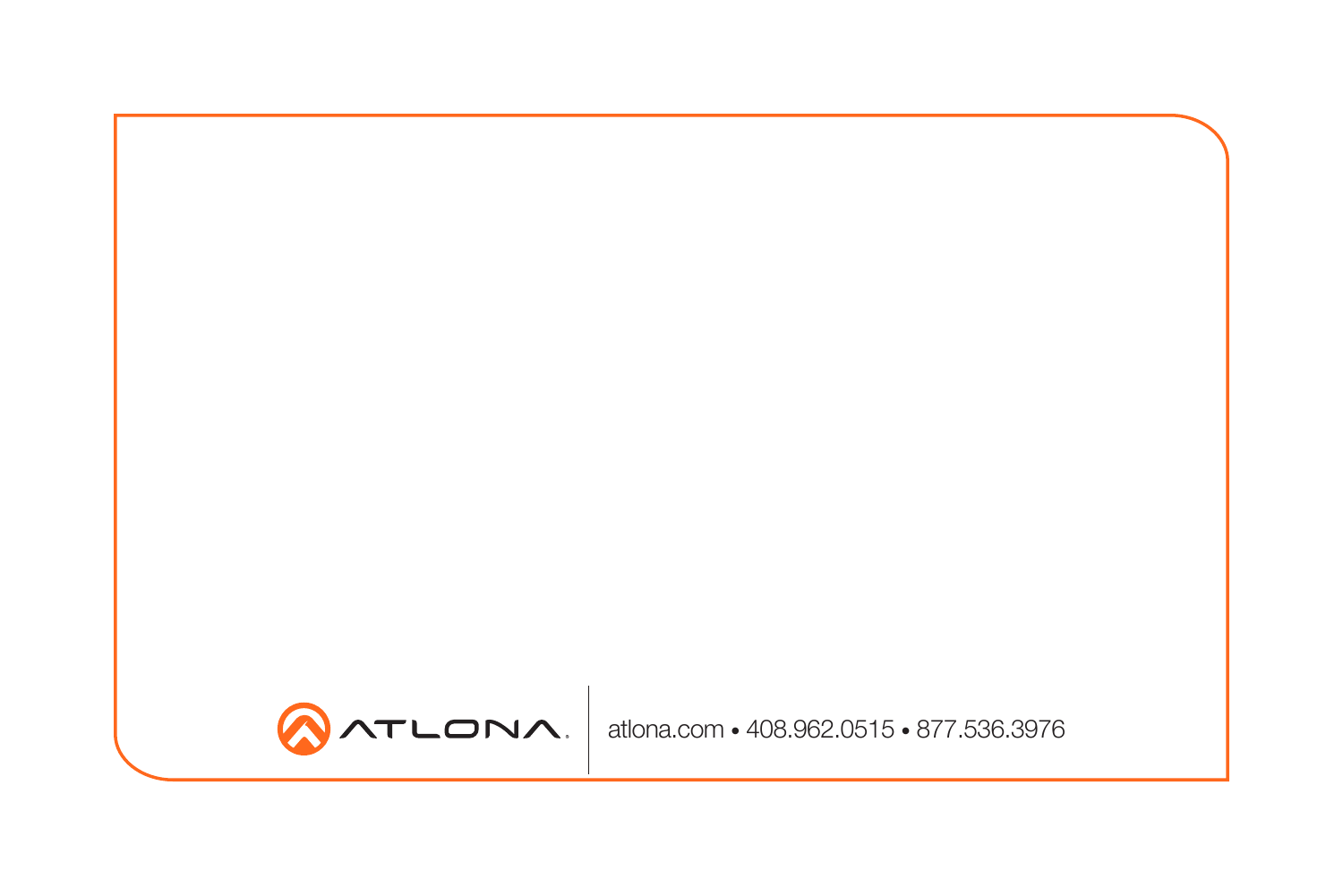ATLONA

atlona.com • 408.962.0515 • 877.536.3976